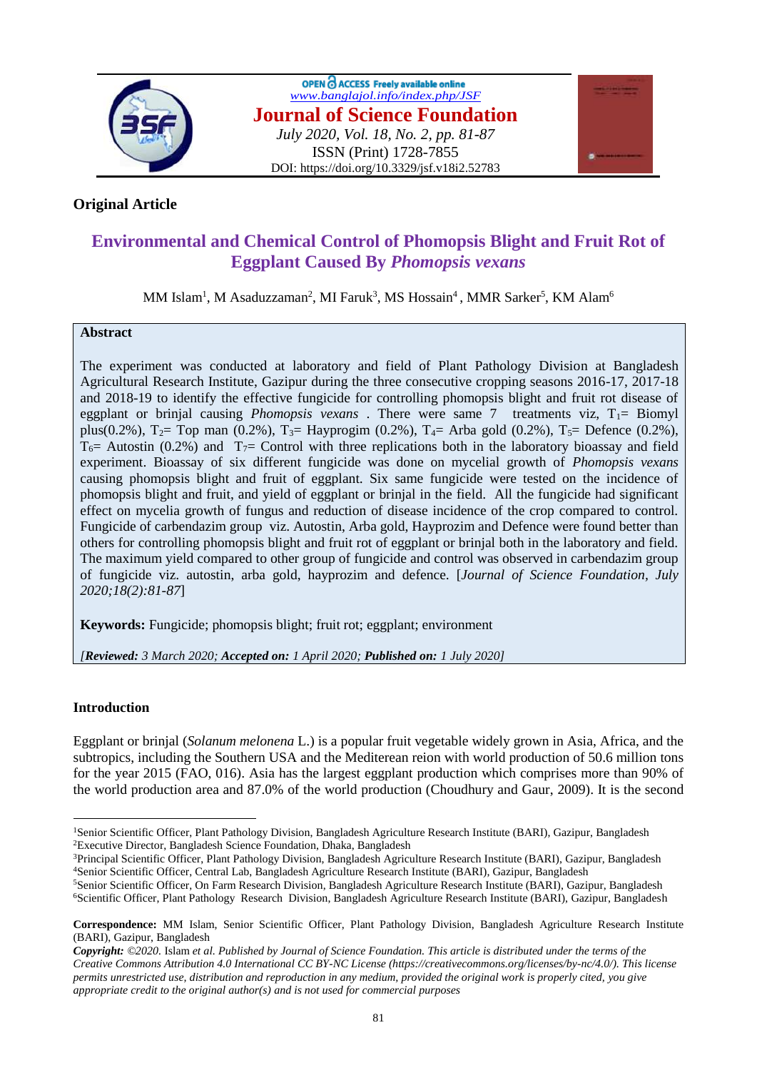**Original Article**

# Environmental and Chemical Control of Phomopsis Blight and Fruit Rot of Eggplant Caused By *Phomopsis vexans*

MM Islam[1], M Asaduzzaman[2], MI Faruk[3], MS Hossain[4], MMR Sarker[5], KM Alam[6]

## Abstract

The experiment was conducted at laboratory and field of Plant Pathology Division at Bangladesh Agricultural Research Institute, Gazipur during the three consecutive cropping seasons 2016-17, 2017-18 and 2018-19 to identify the effective fungicide for controlling phomopsis blight and fruit rot disease of eggplant or brinjal causing *Phomopsis vexans* . There were same 7 treatments viz, $T_1$= Biomyl plus(0.2%), $T_2$= Top man (0.2%), $T_3$= Hayprogim (0.2%), $T_4$= Arba gold (0.2%), $T_5$= Defence (0.2%), $T_6$= Autostin (0.2%) and $T_7$= Control with three replications both in the laboratory bioassay and field experiment. Bioassay of six different fungicide was done on mycelial growth of *Phomopsis vexans* causing phomopsis blight and fruit of eggplant. Six same fungicide were tested on the incidence of phomopsis blight and fruit, and yield of eggplant or brinjal in the field. All the fungicide had significant effect on mycelia growth of fungus and reduction of disease incidence of the crop compared to control. Fungicide of carbendazim group viz. Autostin, Arba gold, Hayprozim and Defence were found better than others for controlling phomopsis blight and fruit rot of eggplant or brinjal both in the laboratory and field. The maximum yield compared to other group of fungicide and control was observed in carbendazim group of fungicide viz. autostin, arba gold, hayprozim and defence. [*Journal of Science Foundation, July 2020;18(2):81-87*]

**Keywords:** Fungicide; phomopsis blight; fruit rot; eggplant; environment

*[**Reviewed:** 3 March 2020; **Accepted on:** 1 April 2020; **Published on:** 1 July 2020]*

## Introduction

Eggplant or brinjal (*Solanum melonena* L.) is a popular fruit vegetable widely grown in Asia, Africa, and the subtropics, including the Southern USA and the Mediterean reion with world production of 50.6 million tons for the year 2015 (FAO, 016). Asia has the largest eggplant production which comprises more than 90% of the world production area and 87.0% of the world production (Choudhury and Gaur, 2009). It is the second

---

[1]Senior Scientific Officer, Plant Pathology Division, Bangladesh Agriculture Research Institute (BARI), Gazipur, Bangladesh
[2]Executive Director, Bangladesh Science Foundation, Dhaka, Bangladesh
[3]Principal Scientific Officer, Plant Pathology Division, Bangladesh Agriculture Research Institute (BARI), Gazipur, Bangladesh
[4]Senior Scientific Officer, Central Lab, Bangladesh Agriculture Research Institute (BARI), Gazipur, Bangladesh
[5]Senior Scientific Officer, On Farm Research Division, Bangladesh Agriculture Research Institute (BARI), Gazipur, Bangladesh
[6]Scientific Officer, Plant Pathology Research Division, Bangladesh Agriculture Research Institute (BARI), Gazipur, Bangladesh

**Correspondence:** MM Islam, Senior Scientific Officer, Plant Pathology Division, Bangladesh Agriculture Research Institute (BARI), Gazipur, Bangladesh

***Copyright:** ©2020.* Islam *et al. Published by Journal of Science Foundation. This article is distributed under the terms of the Creative Commons Attribution 4.0 International CC BY-NC License (https://creativecommons.org/licenses/by-nc/4.0/). This license permits unrestricted use, distribution and reproduction in any medium, provided the original work is properly cited, you give appropriate credit to the original author(s) and is not used for commercial purposes*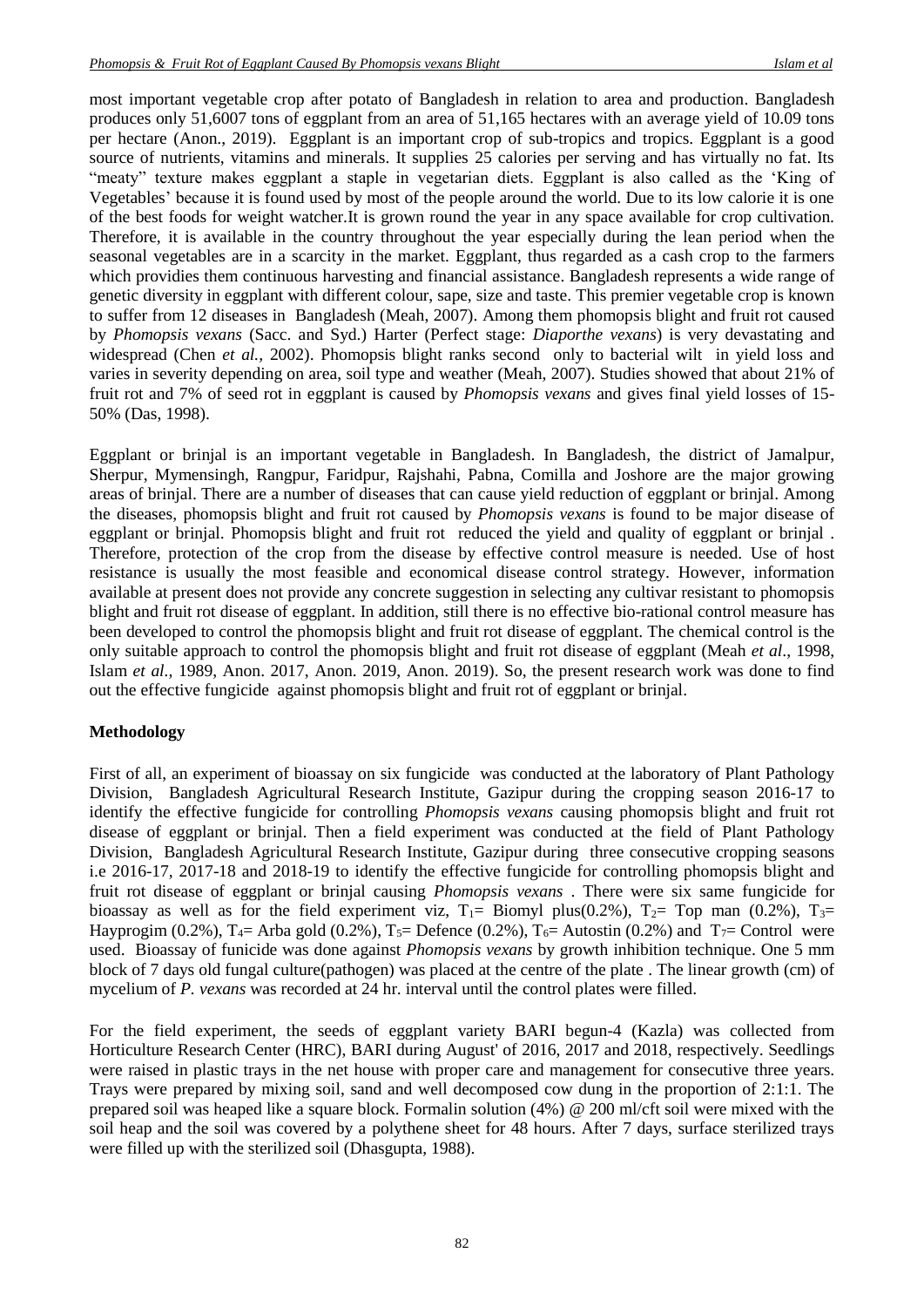most important vegetable crop after potato of Bangladesh in relation to area and production. Bangladesh produces only 51,6007 tons of eggplant from an area of 51,165 hectares with an average yield of 10.09 tons per hectare (Anon., 2019). Eggplant is an important crop of sub-tropics and tropics. Eggplant is a good source of nutrients, vitamins and minerals. It supplies 25 calories per serving and has virtually no fat. Its "meaty" texture makes eggplant a staple in vegetarian diets. Eggplant is also called as the 'King of Vegetables' because it is found used by most of the people around the world. Due to its low calorie it is one of the best foods for weight watcher.It is grown round the year in any space available for crop cultivation. Therefore, it is available in the country throughout the year especially during the lean period when the seasonal vegetables are in a scarcity in the market. Eggplant, thus regarded as a cash crop to the farmers which providies them continuous harvesting and financial assistance. Bangladesh represents a wide range of genetic diversity in eggplant with different colour, sape, size and taste. This premier vegetable crop is known to suffer from 12 diseases in Bangladesh (Meah, 2007). Among them phomopsis blight and fruit rot caused by *Phomopsis vexans* (Sacc. and Syd.) Harter (Perfect stage: *Diaporthe vexans*) is very devastating and widespread (Chen *et al.,* 2002). Phomopsis blight ranks second only to bacterial wilt in yield loss and varies in severity depending on area, soil type and weather (Meah, 2007). Studies showed that about 21% of fruit rot and 7% of seed rot in eggplant is caused by *Phomopsis vexans* and gives final yield losses of 15-50% (Das, 1998).

Eggplant or brinjal is an important vegetable in Bangladesh. In Bangladesh, the district of Jamalpur, Sherpur, Mymensingh, Rangpur, Faridpur, Rajshahi, Pabna, Comilla and Joshore are the major growing areas of brinjal. There are a number of diseases that can cause yield reduction of eggplant or brinjal. Among the diseases, phomopsis blight and fruit rot caused by *Phomopsis vexans* is found to be major disease of eggplant or brinjal. Phomopsis blight and fruit rot reduced the yield and quality of eggplant or brinjal . Therefore, protection of the crop from the disease by effective control measure is needed. Use of host resistance is usually the most feasible and economical disease control strategy. However, information available at present does not provide any concrete suggestion in selecting any cultivar resistant to phomopsis blight and fruit rot disease of eggplant. In addition, still there is no effective bio-rational control measure has been developed to control the phomopsis blight and fruit rot disease of eggplant. The chemical control is the only suitable approach to control the phomopsis blight and fruit rot disease of eggplant (Meah *et al*., 1998, Islam *et al.,* 1989, Anon. 2017, Anon. 2019, Anon. 2019). So, the present research work was done to find out the effective fungicide against phomopsis blight and fruit rot of eggplant or brinjal.

**Methodology**

First of all, an experiment of bioassay on six fungicide was conducted at the laboratory of Plant Pathology Division, Bangladesh Agricultural Research Institute, Gazipur during the cropping season 2016-17 to identify the effective fungicide for controlling *Phomopsis vexans* causing phomopsis blight and fruit rot disease of eggplant or brinjal. Then a field experiment was conducted at the field of Plant Pathology Division, Bangladesh Agricultural Research Institute, Gazipur during three consecutive cropping seasons i.e 2016-17, 2017-18 and 2018-19 to identify the effective fungicide for controlling phomopsis blight and fruit rot disease of eggplant or brinjal causing *Phomopsis vexans* . There were six same fungicide for bioassay as well as for the field experiment viz, $T_1$= Biomyl plus(0.2%), $T_2$= Top man (0.2%), $T_3$= Hayprogim (0.2%), $T_4$= Arba gold (0.2%), $T_5$= Defence (0.2%), $T_6$= Autostin (0.2%) and $T_7$= Control were used. Bioassay of funicide was done against *Phomopsis vexans* by growth inhibition technique. One 5 mm block of 7 days old fungal culture(pathogen) was placed at the centre of the plate . The linear growth (cm) of mycelium of *P. vexans* was recorded at 24 hr. interval until the control plates were filled.

For the field experiment, the seeds of eggplant variety BARI begun-4 (Kazla) was collected from Horticulture Research Center (HRC), BARI during August' of 2016, 2017 and 2018, respectively. Seedlings were raised in plastic trays in the net house with proper care and management for consecutive three years. Trays were prepared by mixing soil, sand and well decomposed cow dung in the proportion of 2:1:1. The prepared soil was heaped like a square block. Formalin solution (4%) @ 200 ml/cft soil were mixed with the soil heap and the soil was covered by a polythene sheet for 48 hours. After 7 days, surface sterilized trays were filled up with the sterilized soil (Dhasgupta, 1988).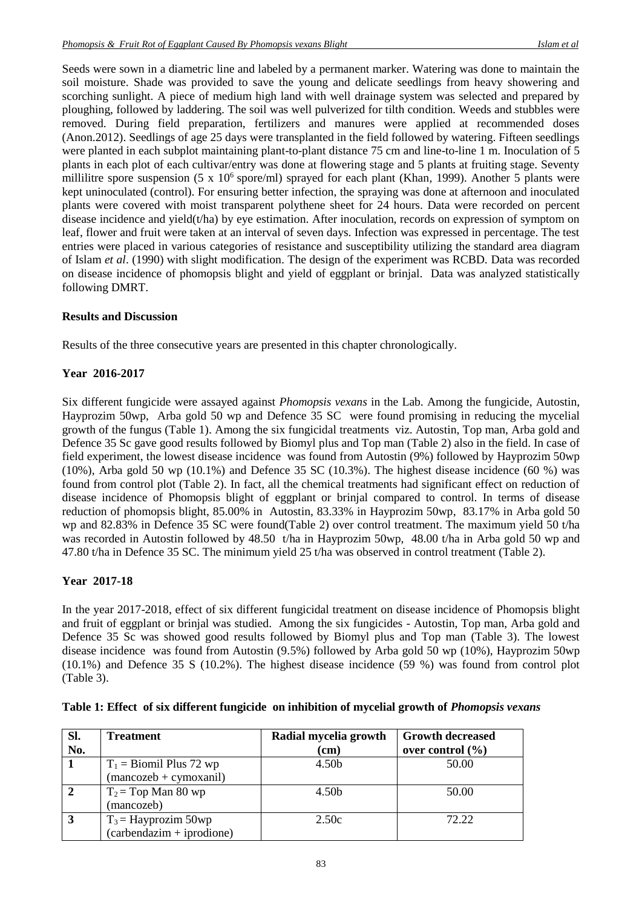Seeds were sown in a diametric line and labeled by a permanent marker. Watering was done to maintain the soil moisture. Shade was provided to save the young and delicate seedlings from heavy showering and scorching sunlight. A piece of medium high land with well drainage system was selected and prepared by ploughing, followed by laddering. The soil was well pulverized for tilth condition. Weeds and stubbles were removed. During field preparation, fertilizers and manures were applied at recommended doses (Anon.2012). Seedlings of age 25 days were transplanted in the field followed by watering. Fifteen seedlings were planted in each subplot maintaining plant-to-plant distance 75 cm and line-to-line 1 m. Inoculation of 5 plants in each plot of each cultivar/entry was done at flowering stage and 5 plants at fruiting stage. Seventy millilitre spore suspension ($5 \times 10^6$ spore/ml) sprayed for each plant (Khan, 1999). Another 5 plants were kept uninoculated (control). For ensuring better infection, the spraying was done at afternoon and inoculated plants were covered with moist transparent polythene sheet for 24 hours. Data were recorded on percent disease incidence and yield(t/ha) by eye estimation. After inoculation, records on expression of symptom on leaf, flower and fruit were taken at an interval of seven days. Infection was expressed in percentage. The test entries were placed in various categories of resistance and susceptibility utilizing the standard area diagram of Islam *et al*. (1990) with slight modification. The design of the experiment was RCBD. Data was recorded on disease incidence of phomopsis blight and yield of eggplant or brinjal. Data was analyzed statistically following DMRT.

## Results and Discussion

Results of the three consecutive years are presented in this chapter chronologically.

### Year 2016-2017

Six different fungicide were assayed against *Phomopsis vexans* in the Lab. Among the fungicide, Autostin, Hayprozim 50wp, Arba gold 50 wp and Defence 35 SC were found promising in reducing the mycelial growth of the fungus (Table 1). Among the six fungicidal treatments viz. Autostin, Top man, Arba gold and Defence 35 Sc gave good results followed by Biomyl plus and Top man (Table 2) also in the field. In case of field experiment, the lowest disease incidence was found from Autostin (9%) followed by Hayprozim 50wp (10%), Arba gold 50 wp (10.1%) and Defence 35 SC (10.3%). The highest disease incidence (60 %) was found from control plot (Table 2). In fact, all the chemical treatments had significant effect on reduction of disease incidence of Phomopsis blight of eggplant or brinjal compared to control. In terms of disease reduction of phomopsis blight, 85.00% in Autostin, 83.33% in Hayprozim 50wp, 83.17% in Arba gold 50 wp and 82.83% in Defence 35 SC were found(Table 2) over control treatment. The maximum yield 50 t/ha was recorded in Autostin followed by 48.50 t/ha in Hayprozim 50wp, 48.00 t/ha in Arba gold 50 wp and 47.80 t/ha in Defence 35 SC. The minimum yield 25 t/ha was observed in control treatment (Table 2).

### Year 2017-18

In the year 2017-2018, effect of six different fungicidal treatment on disease incidence of Phomopsis blight and fruit of eggplant or brinjal was studied. Among the six fungicides - Autostin, Top man, Arba gold and Defence 35 Sc was showed good results followed by Biomyl plus and Top man (Table 3). The lowest disease incidence was found from Autostin (9.5%) followed by Arba gold 50 wp (10%), Hayprozim 50wp (10.1%) and Defence 35 S (10.2%). The highest disease incidence (59 %) was found from control plot (Table 3).

**Table 1: Effect of six different fungicide on inhibition of mycelial growth of *Phomopsis vexans***

| Sl. No. | Treatment | Radial mycelia growth (cm) | Growth decreased over control (%) |
|---|---|---|---|
| **1** | $T_1$ = Biomil Plus 72 wp (mancozeb + cymoxanil) | 4.50b | 50.00 |
| **2** | $T_2$ = Top Man 80 wp (mancozeb) | 4.50b | 50.00 |
| **3** | $T_3$ = Hayprozim 50wp (carbendazim + iprodione) | 2.50c | 72.22 |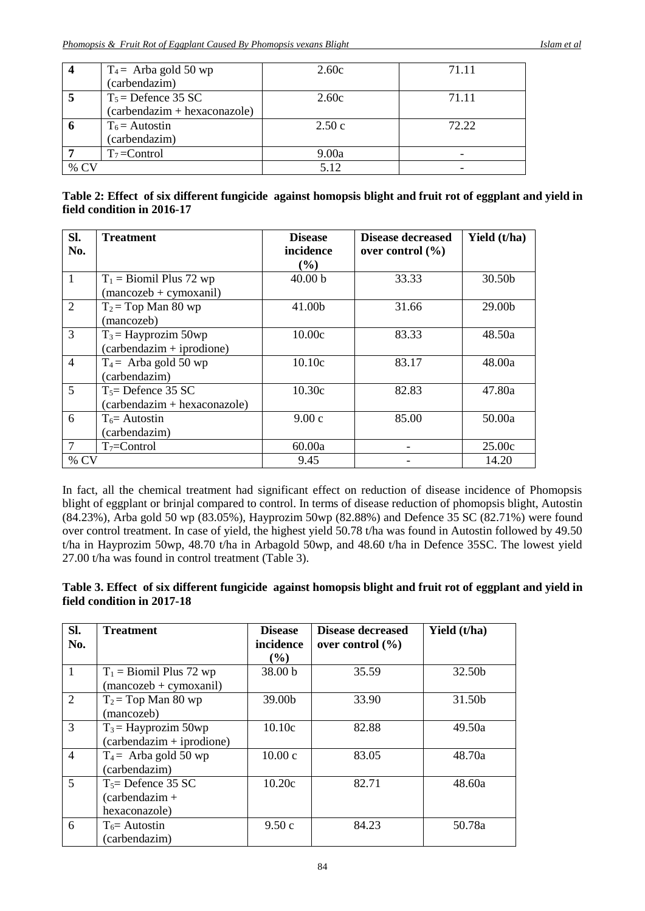| 4 | $T_4$ = Arba gold 50 wp (carbendazim) | 2.60c | 71.11 |
|---|---|---|---|
| 5 | $T_5$ = Defence 35 SC (carbendazim + hexaconazole) | 2.60c | 71.11 |
| 6 | $T_6$ = Autostin (carbendazim) | 2.50 c | 72.22 |
| 7 | $T_7$ =Control | 9.00a | - |
| % CV | | 5.12 | - |

**Table 2: Effect of six different fungicide against homopsis blight and fruit rot of eggplant and yield in field condition in 2016-17**

| Sl. No. | Treatment | Disease incidence (%) | Disease decreased over control (%) | Yield (t/ha) |
|---|---|---|---|---|
| 1 | $T_1$ = Biomil Plus 72 wp (mancozeb + cymoxanil) | 40.00 b | 33.33 | 30.50b |
| 2 | $T_2$ = Top Man 80 wp (mancozeb) | 41.00b | 31.66 | 29.00b |
| 3 | $T_3$ = Hayprozim 50wp (carbendazim + iprodione) | 10.00c | 83.33 | 48.50a |
| 4 | $T_4$ = Arba gold 50 wp (carbendazim) | 10.10c | 83.17 | 48.00a |
| 5 | $T_5$= Defence 35 SC (carbendazim + hexaconazole) | 10.30c | 82.83 | 47.80a |
| 6 | $T_6$= Autostin (carbendazim) | 9.00 c | 85.00 | 50.00a |
| 7 | $T_7$=Control | 60.00a | - | 25.00c |
| % CV | | 9.45 | - | 14.20 |

In fact, all the chemical treatment had significant effect on reduction of disease incidence of Phomopsis blight of eggplant or brinjal compared to control. In terms of disease reduction of phomopsis blight, Autostin (84.23%), Arba gold 50 wp (83.05%), Hayprozim 50wp (82.88%) and Defence 35 SC (82.71%) were found over control treatment. In case of yield, the highest yield 50.78 t/ha was found in Autostin followed by 49.50 t/ha in Hayprozim 50wp, 48.70 t/ha in Arbagold 50wp, and 48.60 t/ha in Defence 35SC. The lowest yield 27.00 t/ha was found in control treatment (Table 3).

**Table 3. Effect of six different fungicide against homopsis blight and fruit rot of eggplant and yield in field condition in 2017-18**

| Sl. No. | Treatment | Disease incidence (%) | Disease decreased over control (%) | Yield (t/ha) |
|---|---|---|---|---|
| 1 | $T_1$ = Biomil Plus 72 wp (mancozeb + cymoxanil) | 38.00 b | 35.59 | 32.50b |
| 2 | $T_2$ = Top Man 80 wp (mancozeb) | 39.00b | 33.90 | 31.50b |
| 3 | $T_3$ = Hayprozim 50wp (carbendazim + iprodione) | 10.10c | 82.88 | 49.50a |
| 4 | $T_4$ = Arba gold 50 wp (carbendazim) | 10.00 c | 83.05 | 48.70a |
| 5 | $T_5$= Defence 35 SC (carbendazim + hexaconazole) | 10.20c | 82.71 | 48.60a |
| 6 | $T_6$= Autostin (carbendazim) | 9.50 c | 84.23 | 50.78a |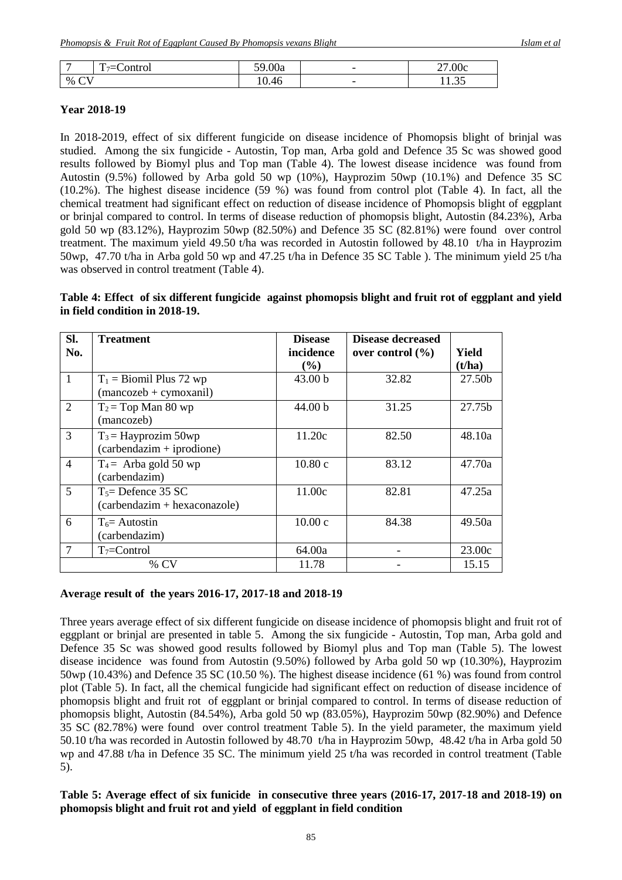| 7 | $T_7$=Control | 59.00a | - | 27.00c |
|---|---|---|---|---|
| % CV | | 10.46 | - | 11.35 |

**Year 2018-19**

In 2018-2019, effect of six different fungicide on disease incidence of Phomopsis blight of brinjal was studied. Among the six fungicide - Autostin, Top man, Arba gold and Defence 35 Sc was showed good results followed by Biomyl plus and Top man (Table 4). The lowest disease incidence was found from Autostin (9.5%) followed by Arba gold 50 wp (10%), Hayprozim 50wp (10.1%) and Defence 35 SC (10.2%). The highest disease incidence (59 %) was found from control plot (Table 4). In fact, all the chemical treatment had significant effect on reduction of disease incidence of Phomopsis blight of eggplant or brinjal compared to control. In terms of disease reduction of phomopsis blight, Autostin (84.23%), Arba gold 50 wp (83.12%), Hayprozim 50wp (82.50%) and Defence 35 SC (82.81%) were found over control treatment. The maximum yield 49.50 t/ha was recorded in Autostin followed by 48.10 t/ha in Hayprozim 50wp, 47.70 t/ha in Arba gold 50 wp and 47.25 t/ha in Defence 35 SC Table ). The minimum yield 25 t/ha was observed in control treatment (Table 4).

**Table 4: Effect of six different fungicide against phomopsis blight and fruit rot of eggplant and yield in field condition in 2018-19.**

| Sl. No. | Treatment | Disease incidence (%) | Disease decreased over control (%) | Yield (t/ha) |
|---|---|---|---|---|
| 1 | $T_1$ = Biomil Plus 72 wp (mancozeb + cymoxanil) | 43.00 b | 32.82 | 27.50b |
| 2 | $T_2$ = Top Man 80 wp (mancozeb) | 44.00 b | 31.25 | 27.75b |
| 3 | $T_3$ = Hayprozim 50wp (carbendazim + iprodione) | 11.20c | 82.50 | 48.10a |
| 4 | $T_4$ = Arba gold 50 wp (carbendazim) | 10.80 c | 83.12 | 47.70a |
| 5 | $T_5$= Defence 35 SC (carbendazim + hexaconazole) | 11.00c | 82.81 | 47.25a |
| 6 | $T_6$= Autostin (carbendazim) | 10.00 c | 84.38 | 49.50a |
| 7 | $T_7$=Control | 64.00a | - | 23.00c |
| % CV | | 11.78 | - | 15.15 |

**Average result of the years 2016-17, 2017-18 and 2018-19**

Three years average effect of six different fungicide on disease incidence of phomopsis blight and fruit rot of eggplant or brinjal are presented in table 5. Among the six fungicide - Autostin, Top man, Arba gold and Defence 35 Sc was showed good results followed by Biomyl plus and Top man (Table 5). The lowest disease incidence was found from Autostin (9.50%) followed by Arba gold 50 wp (10.30%), Hayprozim 50wp (10.43%) and Defence 35 SC (10.50 %). The highest disease incidence (61 %) was found from control plot (Table 5). In fact, all the chemical fungicide had significant effect on reduction of disease incidence of phomopsis blight and fruit rot of eggplant or brinjal compared to control. In terms of disease reduction of phomopsis blight, Autostin (84.54%), Arba gold 50 wp (83.05%), Hayprozim 50wp (82.90%) and Defence 35 SC (82.78%) were found over control treatment Table 5). In the yield parameter, the maximum yield 50.10 t/ha was recorded in Autostin followed by 48.70 t/ha in Hayprozim 50wp, 48.42 t/ha in Arba gold 50 wp and 47.88 t/ha in Defence 35 SC. The minimum yield 25 t/ha was recorded in control treatment (Table 5).

**Table 5: Average effect of six funicide in consecutive three years (2016-17, 2017-18 and 2018-19) on phomopsis blight and fruit rot and yield of eggplant in field condition**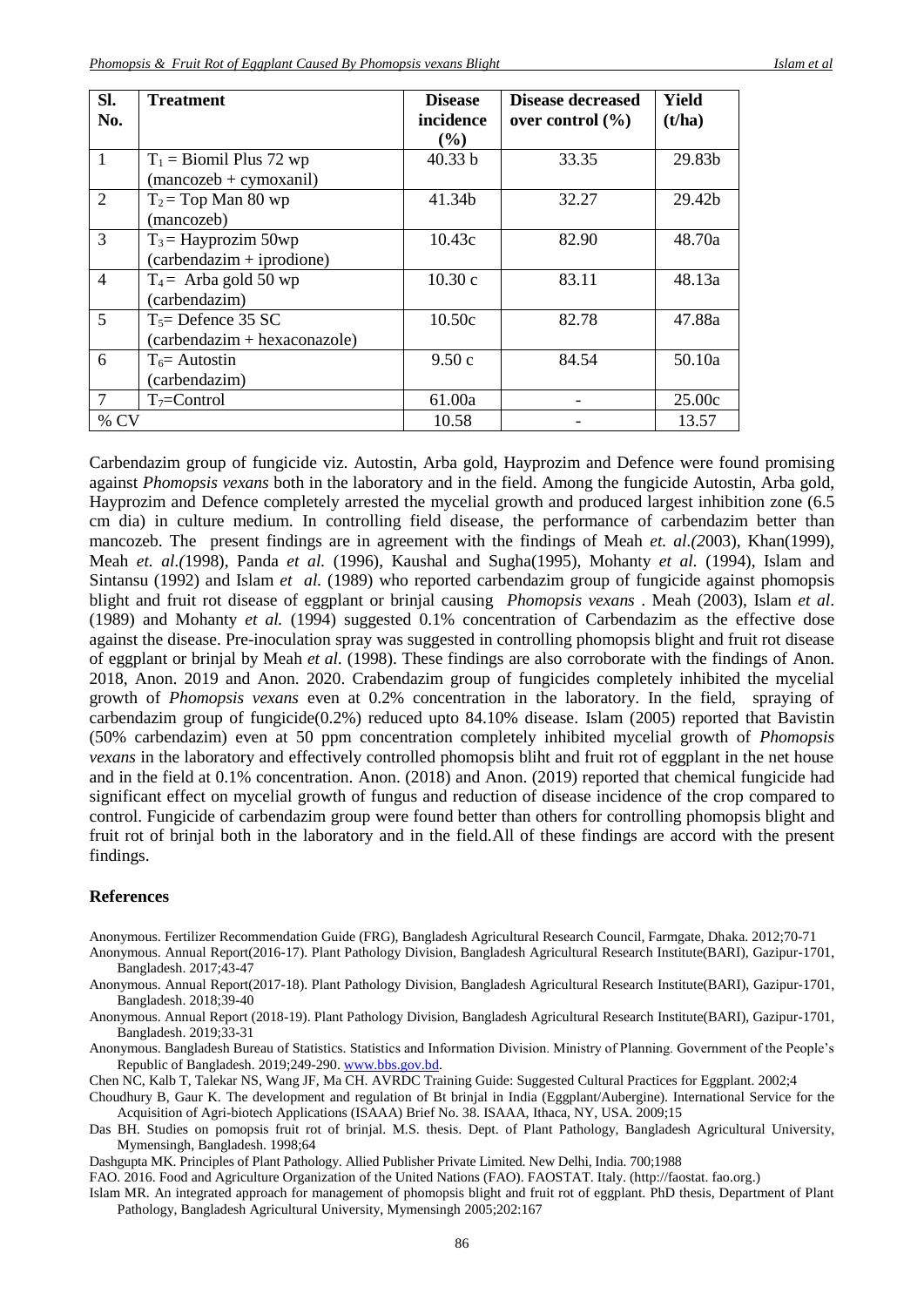| Sl. No. | Treatment | Disease incidence (%) | Disease decreased over control (%) | Yield (t/ha) |
|---|---|---|---|---|
| 1 | $T_1$ = Biomil Plus 72 wp (mancozeb + cymoxanil) | 40.33 b | 33.35 | 29.83b |
| 2 | $T_2$ = Top Man 80 wp (mancozeb) | 41.34b | 32.27 | 29.42b |
| 3 | $T_3$ = Hayprozim 50wp (carbendazim + iprodione) | 10.43c | 82.90 | 48.70a |
| 4 | $T_4$ = Arba gold 50 wp (carbendazim) | 10.30 c | 83.11 | 48.13a |
| 5 | $T_5$= Defence 35 SC (carbendazim + hexaconazole) | 10.50c | 82.78 | 47.88a |
| 6 | $T_6$= Autostin (carbendazim) | 9.50 c | 84.54 | 50.10a |
| 7 | $T_7$=Control | 61.00a | - | 25.00c |
| % CV | | 10.58 | - | 13.57 |

Carbendazim group of fungicide viz. Autostin, Arba gold, Hayprozim and Defence were found promising against *Phomopsis vexans* both in the laboratory and in the field. Among the fungicide Autostin, Arba gold, Hayprozim and Defence completely arrested the mycelial growth and produced largest inhibition zone (6.5 cm dia) in culture medium. In controlling field disease, the performance of carbendazim better than mancozeb. The present findings are in agreement with the findings of Meah *et. al.(2*003), Khan(1999), Meah *et. al.(*1998), Panda *et al.* (1996), Kaushal and Sugha(1995), Mohanty *et al.* (1994), Islam and Sintansu (1992) and Islam *et al.* (1989) who reported carbendazim group of fungicide against phomopsis blight and fruit rot disease of eggplant or brinjal causing *Phomopsis vexans* . Meah (2003), Islam *et al.* (1989) and Mohanty *et al.* (1994) suggested 0.1% concentration of Carbendazim as the effective dose against the disease. Pre-inoculation spray was suggested in controlling phomopsis blight and fruit rot disease of eggplant or brinjal by Meah *et al.* (1998). These findings are also corroborate with the findings of Anon. 2018, Anon. 2019 and Anon. 2020. Crabendazim group of fungicides completely inhibited the mycelial growth of *Phomopsis vexans* even at 0.2% concentration in the laboratory. In the field, spraying of carbendazim group of fungicide(0.2%) reduced upto 84.10% disease. Islam (2005) reported that Bavistin (50% carbendazim) even at 50 ppm concentration completely inhibited mycelial growth of *Phomopsis vexans* in the laboratory and effectively controlled phomopsis bliht and fruit rot of eggplant in the net house and in the field at 0.1% concentration. Anon. (2018) and Anon. (2019) reported that chemical fungicide had significant effect on mycelial growth of fungus and reduction of disease incidence of the crop compared to control. Fungicide of carbendazim group were found better than others for controlling phomopsis blight and fruit rot of brinjal both in the laboratory and in the field.All of these findings are accord with the present findings.

## References

Anonymous. Fertilizer Recommendation Guide (FRG), Bangladesh Agricultural Research Council, Farmgate, Dhaka. 2012;70-71

Anonymous. Annual Report(2016-17). Plant Pathology Division, Bangladesh Agricultural Research Institute(BARI), Gazipur-1701, Bangladesh. 2017;43-47

Anonymous. Annual Report(2017-18). Plant Pathology Division, Bangladesh Agricultural Research Institute(BARI), Gazipur-1701, Bangladesh. 2018;39-40

Anonymous. Annual Report (2018-19). Plant Pathology Division, Bangladesh Agricultural Research Institute(BARI), Gazipur-1701, Bangladesh. 2019;33-31

Anonymous. Bangladesh Bureau of Statistics. Statistics and Information Division. Ministry of Planning. Government of the People's Republic of Bangladesh. 2019;249-290. www.bbs.gov.bd.

Chen NC, Kalb T, Talekar NS, Wang JF, Ma CH. AVRDC Training Guide: Suggested Cultural Practices for Eggplant. 2002;4

Choudhury B, Gaur K. The development and regulation of Bt brinjal in India (Eggplant/Aubergine). International Service for the Acquisition of Agri-biotech Applications (ISAAA) Brief No. 38. ISAAA, Ithaca, NY, USA. 2009;15

Das BH. Studies on pomopsis fruit rot of brinjal. M.S. thesis. Dept. of Plant Pathology, Bangladesh Agricultural University, Mymensingh, Bangladesh. 1998;64

Dashgupta MK. Principles of Plant Pathology. Allied Publisher Private Limited. New Delhi, India. 700;1988

FAO. 2016. Food and Agriculture Organization of the United Nations (FAO). FAOSTAT. Italy. (http://faostat. fao.org.)

Islam MR. An integrated approach for management of phomopsis blight and fruit rot of eggplant. PhD thesis, Department of Plant Pathology, Bangladesh Agricultural University, Mymensingh 2005;202:167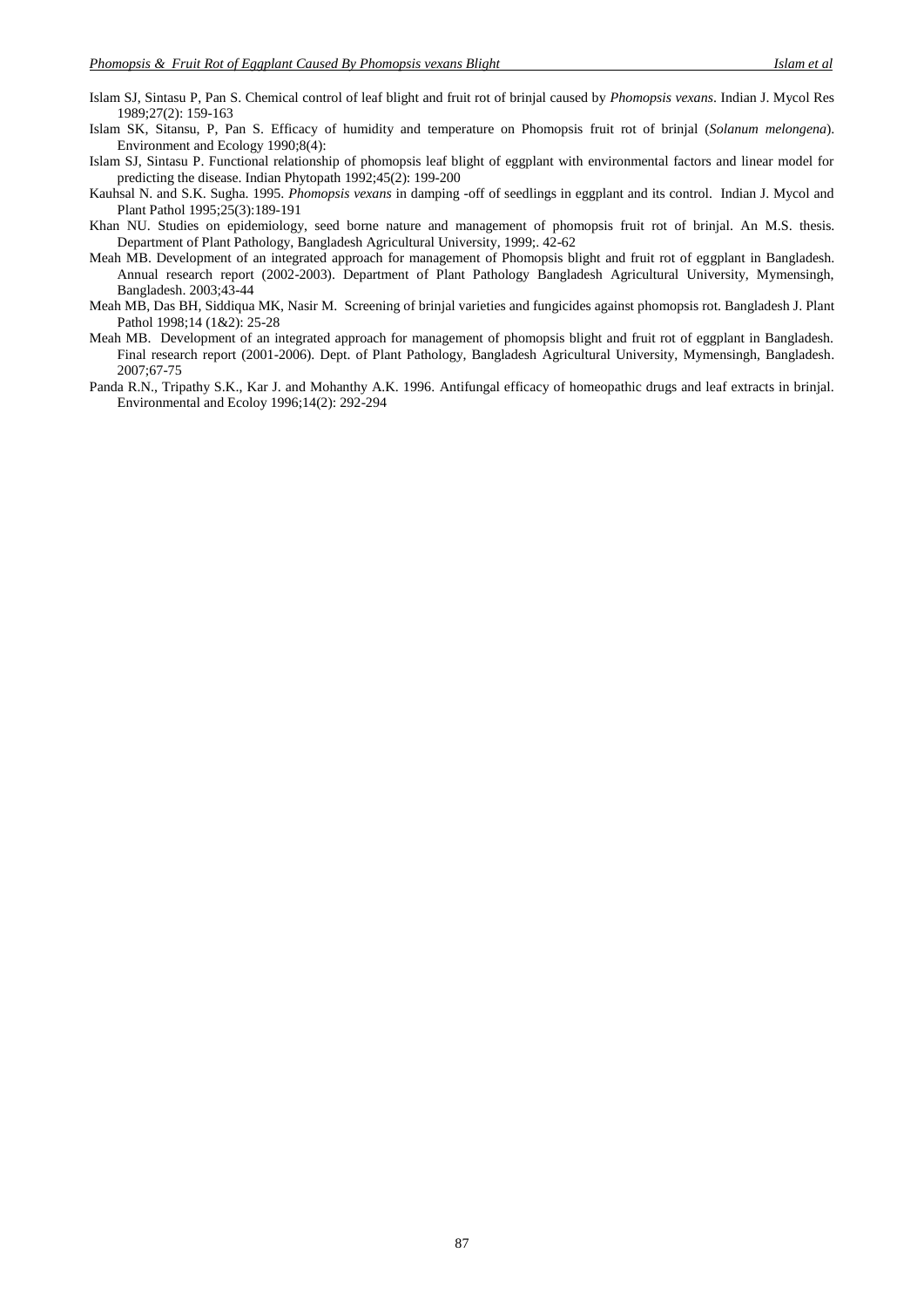Islam SJ, Sintasu P, Pan S. Chemical control of leaf blight and fruit rot of brinjal caused by *Phomopsis vexans*. Indian J. Mycol Res 1989;27(2): 159-163

Islam SK, Sitansu, P, Pan S. Efficacy of humidity and temperature on Phomopsis fruit rot of brinjal (*Solanum melongena*). Environment and Ecology 1990;8(4):

Islam SJ, Sintasu P. Functional relationship of phomopsis leaf blight of eggplant with environmental factors and linear model for predicting the disease. Indian Phytopath 1992;45(2): 199-200

Kauhsal N. and S.K. Sugha. 1995. *Phomopsis vexans* in damping -off of seedlings in eggplant and its control. Indian J. Mycol and Plant Pathol 1995;25(3):189-191

Khan NU. Studies on epidemiology, seed borne nature and management of phomopsis fruit rot of brinjal. An M.S. thesis. Department of Plant Pathology, Bangladesh Agricultural University, 1999;. 42-62

Meah MB. Development of an integrated approach for management of Phomopsis blight and fruit rot of eggplant in Bangladesh. Annual research report (2002-2003). Department of Plant Pathology Bangladesh Agricultural University, Mymensingh, Bangladesh. 2003;43-44

Meah MB, Das BH, Siddiqua MK, Nasir M. Screening of brinjal varieties and fungicides against phomopsis rot. Bangladesh J. Plant Pathol 1998;14 (1&2): 25-28

Meah MB. Development of an integrated approach for management of phomopsis blight and fruit rot of eggplant in Bangladesh. Final research report (2001-2006). Dept. of Plant Pathology, Bangladesh Agricultural University, Mymensingh, Bangladesh. 2007;67-75

Panda R.N., Tripathy S.K., Kar J. and Mohanthy A.K. 1996. Antifungal efficacy of homeopathic drugs and leaf extracts in brinjal. Environmental and Ecoloy 1996;14(2): 292-294